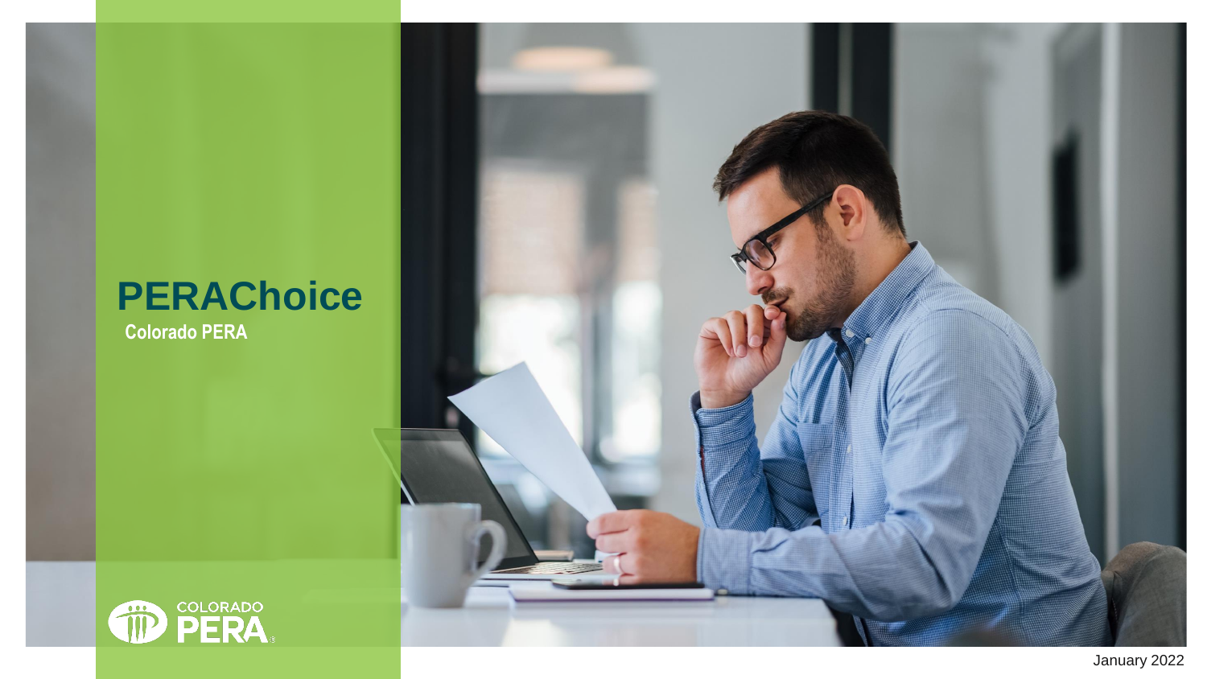# PERAChoice

**Colorado PERA**

COLORADO PERA

January 2022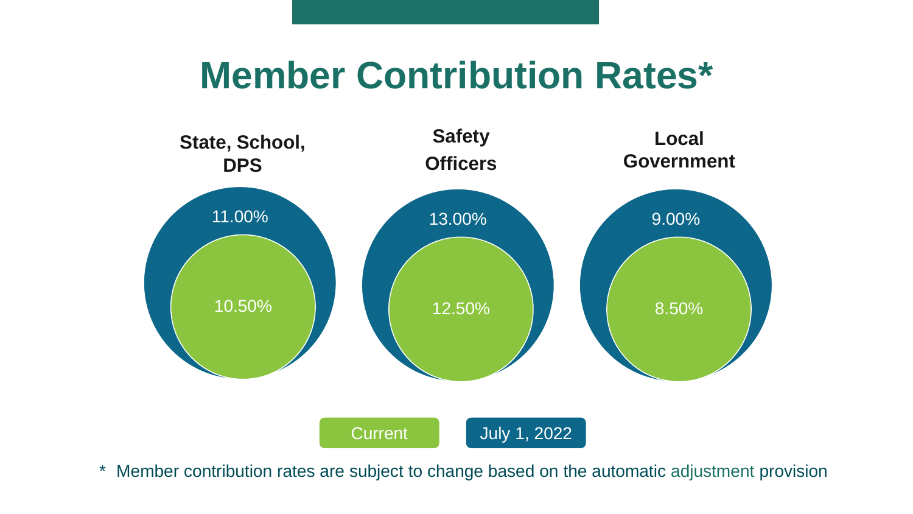# Member Contribution Rates*

| | Current | July 1, 2022 |
|---|---|---|
| State, School, DPS | 10.50% | 11.00% |
| Safety Officers | 12.50% | 13.00% |
| Local Government | 8.50% | 9.00% |

\* Member contribution rates are subject to change based on the automatic adjustment provision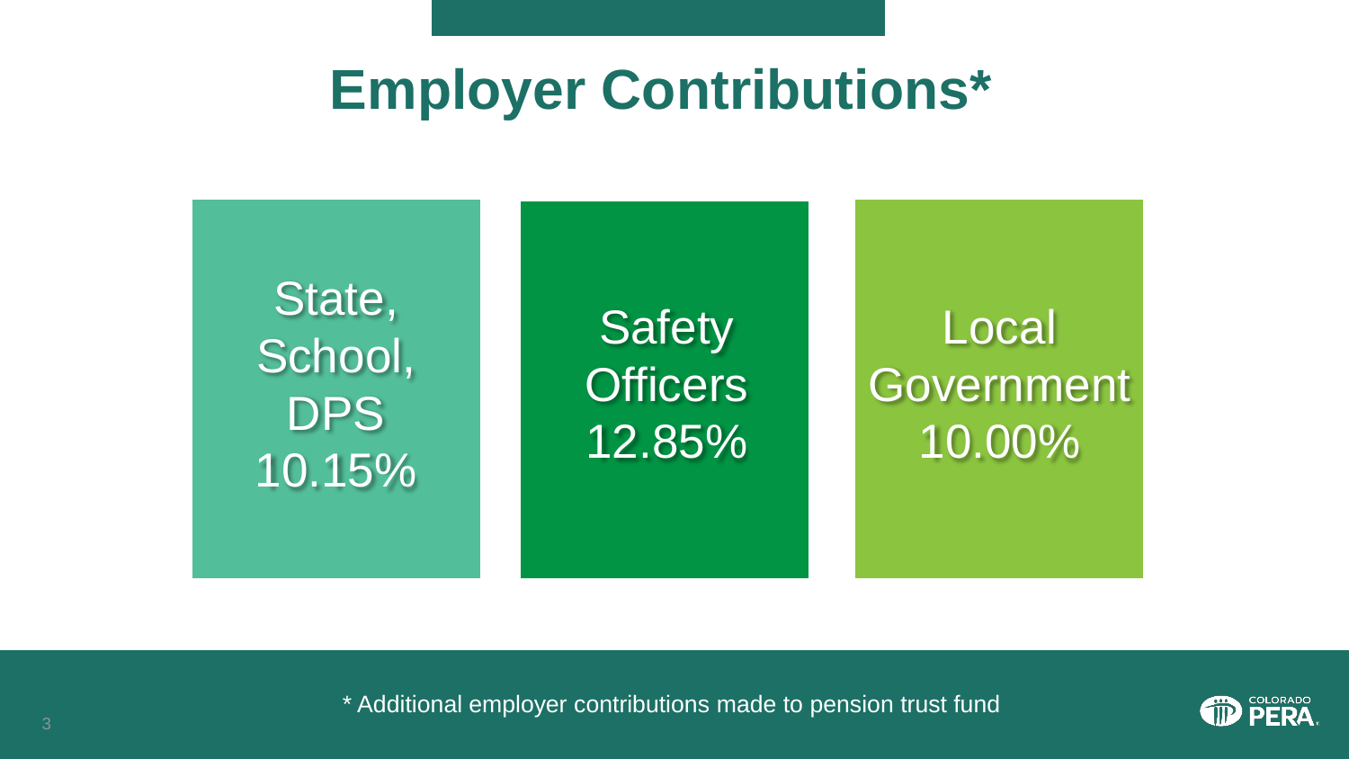# Employer Contributions*

State, School, DPS
10.15%

Safety Officers
12.85%

Local Government
10.00%

* Additional employer contributions made to pension trust fund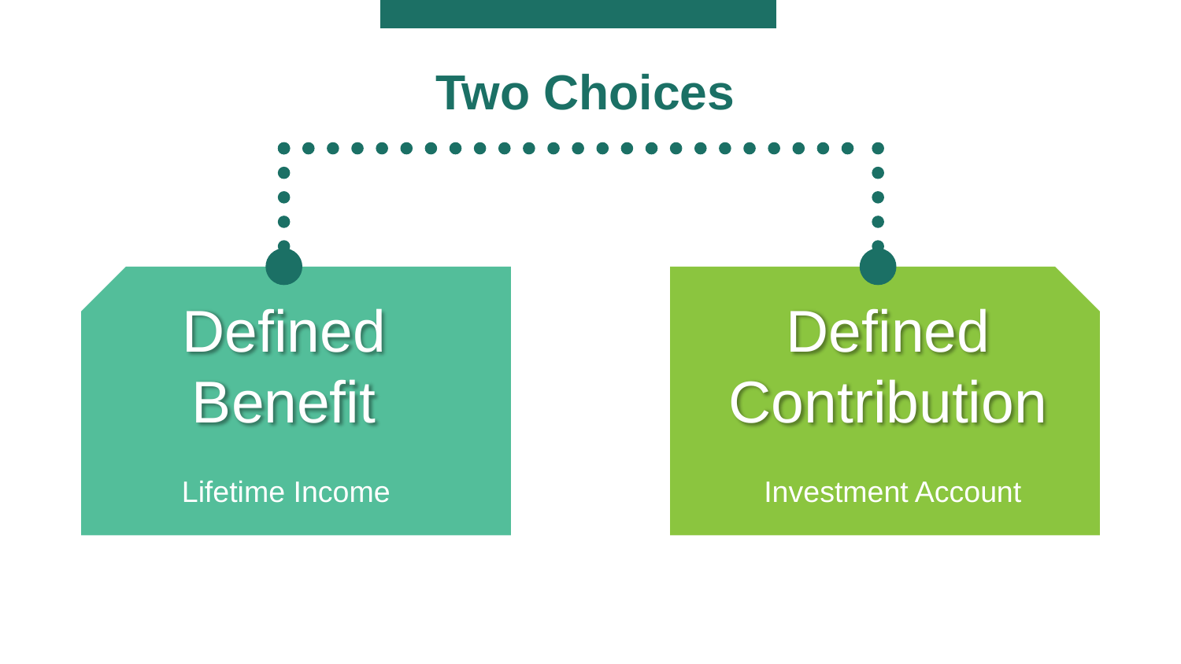# Two Choices

## Defined Benefit

Lifetime Income

## Defined Contribution

Investment Account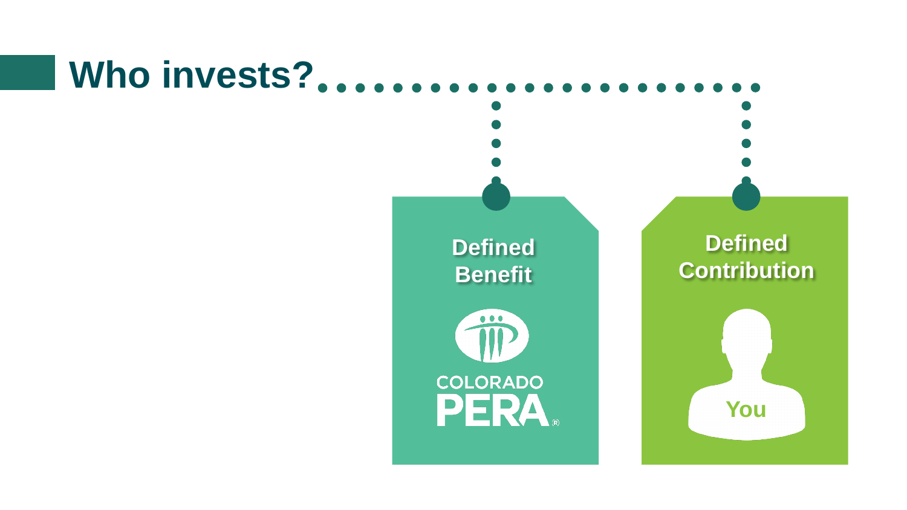# Who invests?

**Defined Benefit**

COLORADO PERA®

**Defined Contribution**

You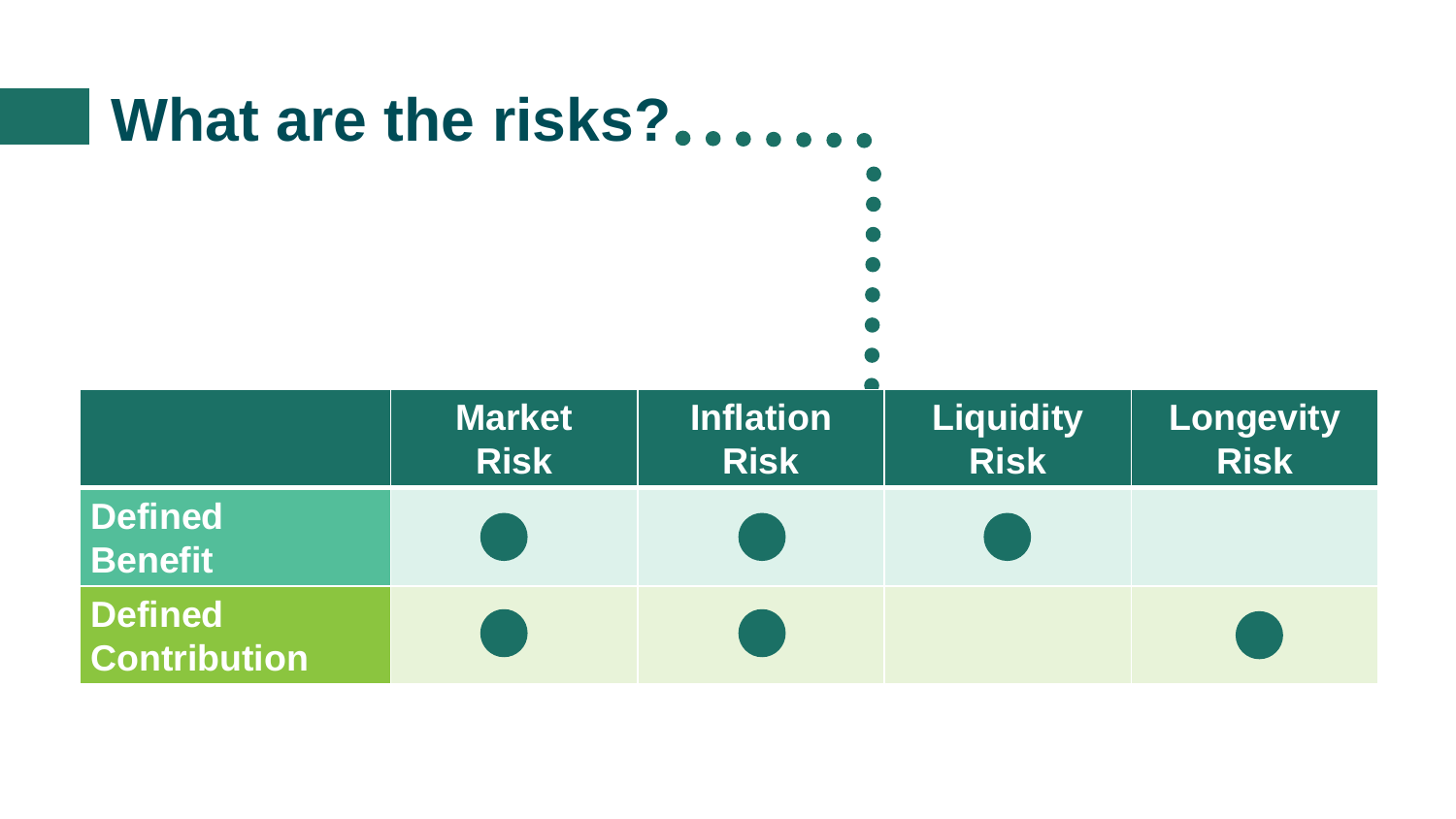# What are the risks?

| | Market Risk | Inflation Risk | Liquidity Risk | Longevity Risk |
|---|---|---|---|---|
| Defined Benefit | ● | ● | ● | |
| Defined Contribution | ● | ● | | ● |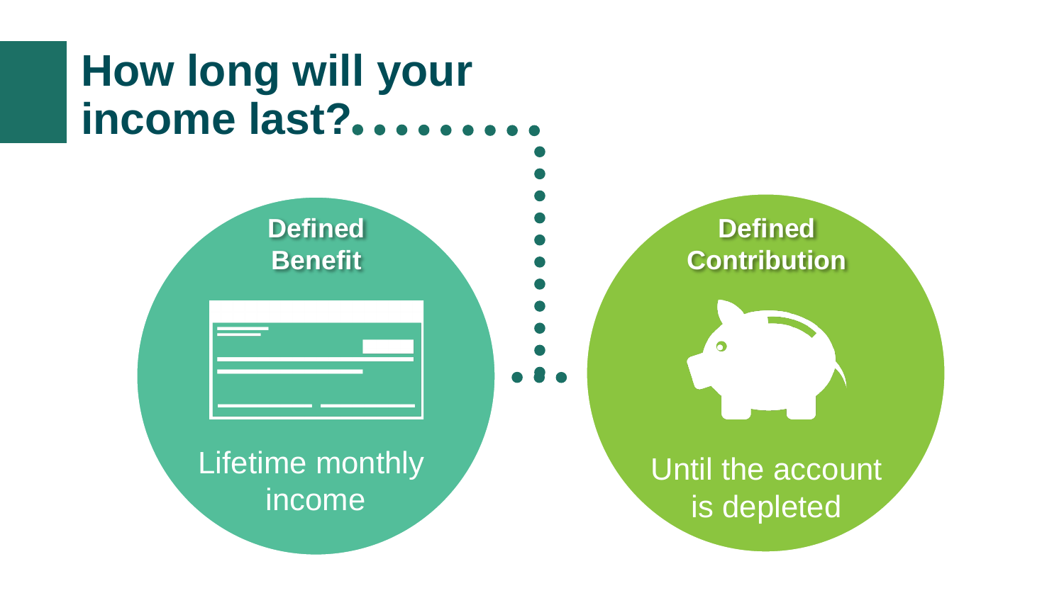# How long will your income last?

**Defined Benefit**

Lifetime monthly income

**Defined Contribution**

Until the account is depleted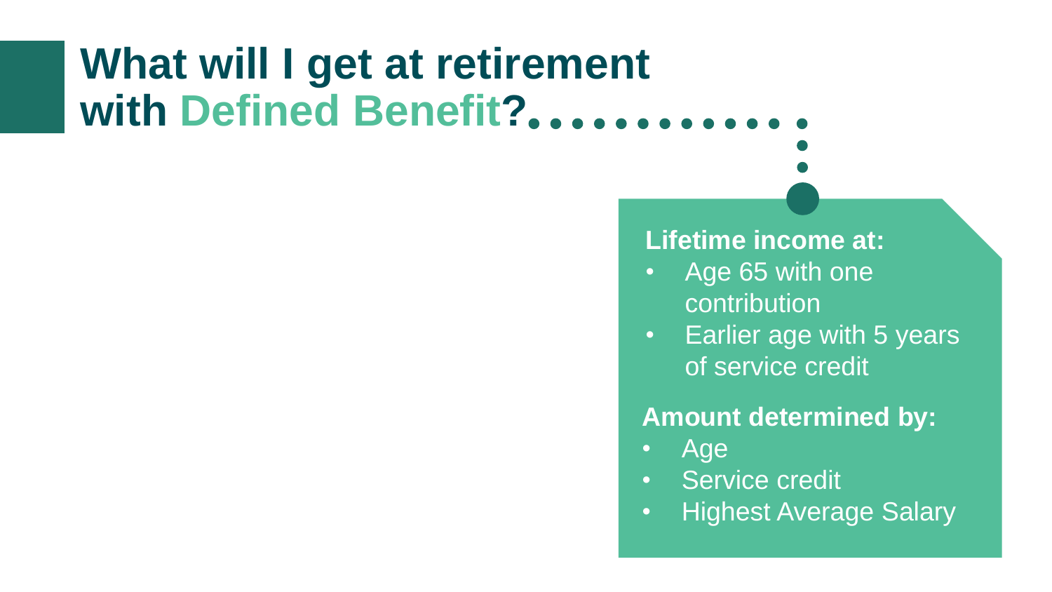# What will I get at retirement with Defined Benefit?

**Lifetime income at:**

- Age 65 with one contribution
- Earlier age with 5 years of service credit

**Amount determined by:**

- Age
- Service credit
- Highest Average Salary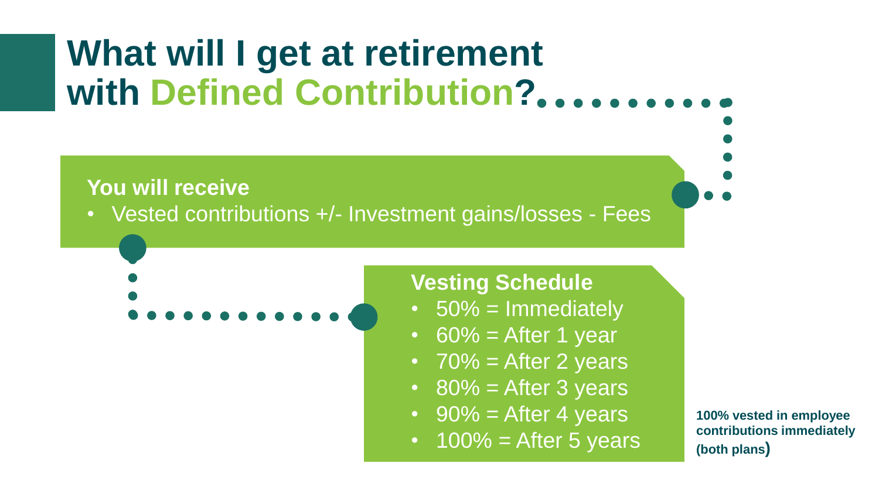# What will I get at retirement with Defined Contribution?

**You will receive**

- Vested contributions +/- Investment gains/losses - Fees

**Vesting Schedule**

- 50% = Immediately
- 60% = After 1 year
- 70% = After 2 years
- 80% = After 3 years
- 90% = After 4 years
- 100% = After 5 years

**100% vested in employee contributions immediately (both plans)**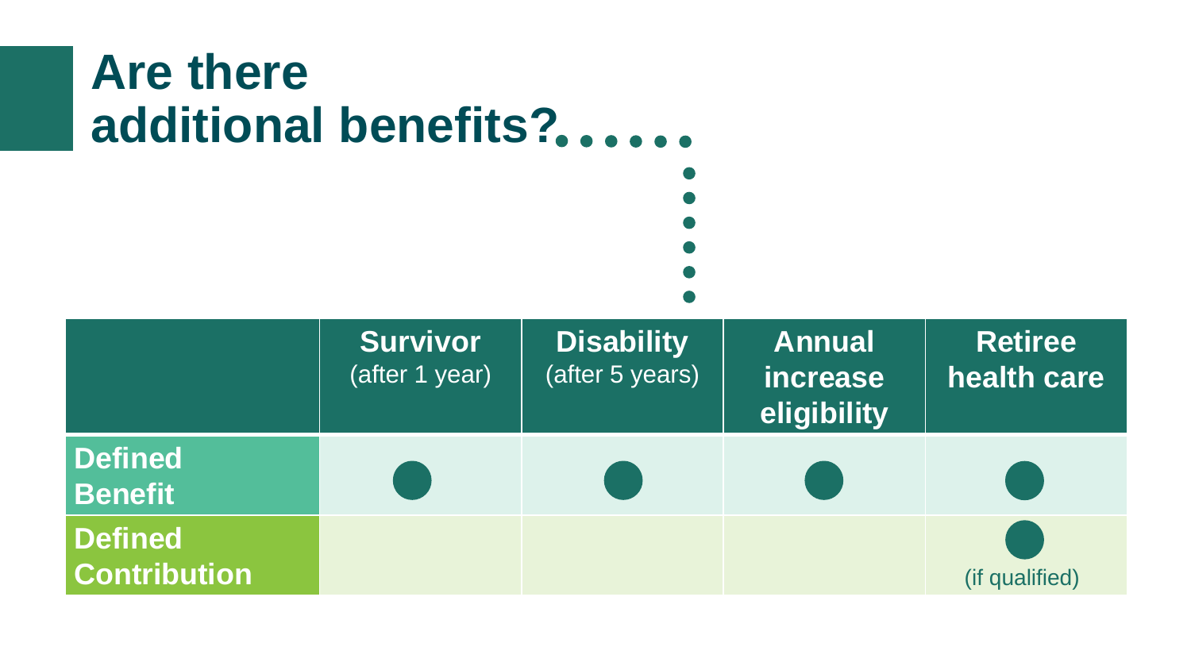# Are there additional benefits?

| | **Survivor** (after 1 year) | **Disability** (after 5 years) | **Annual increase eligibility** | **Retiree health care** |
|---|---|---|---|---|
| **Defined Benefit** | ● | ● | ● | ● |
| **Defined Contribution** | | | | ● (if qualified) |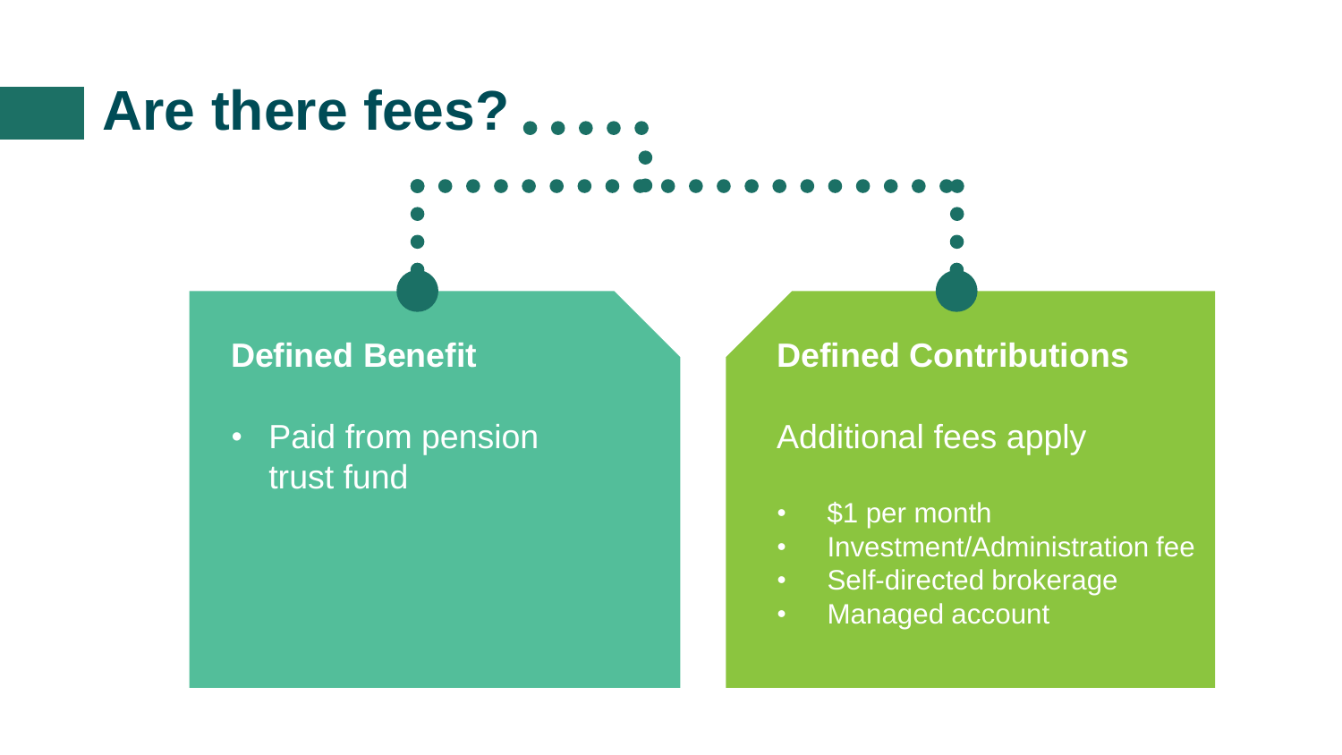# Are there fees?

### Defined Benefit

- Paid from pension trust fund

### Defined Contributions

Additional fees apply

- $1 per month
- Investment/Administration fee
- Self-directed brokerage
- Managed account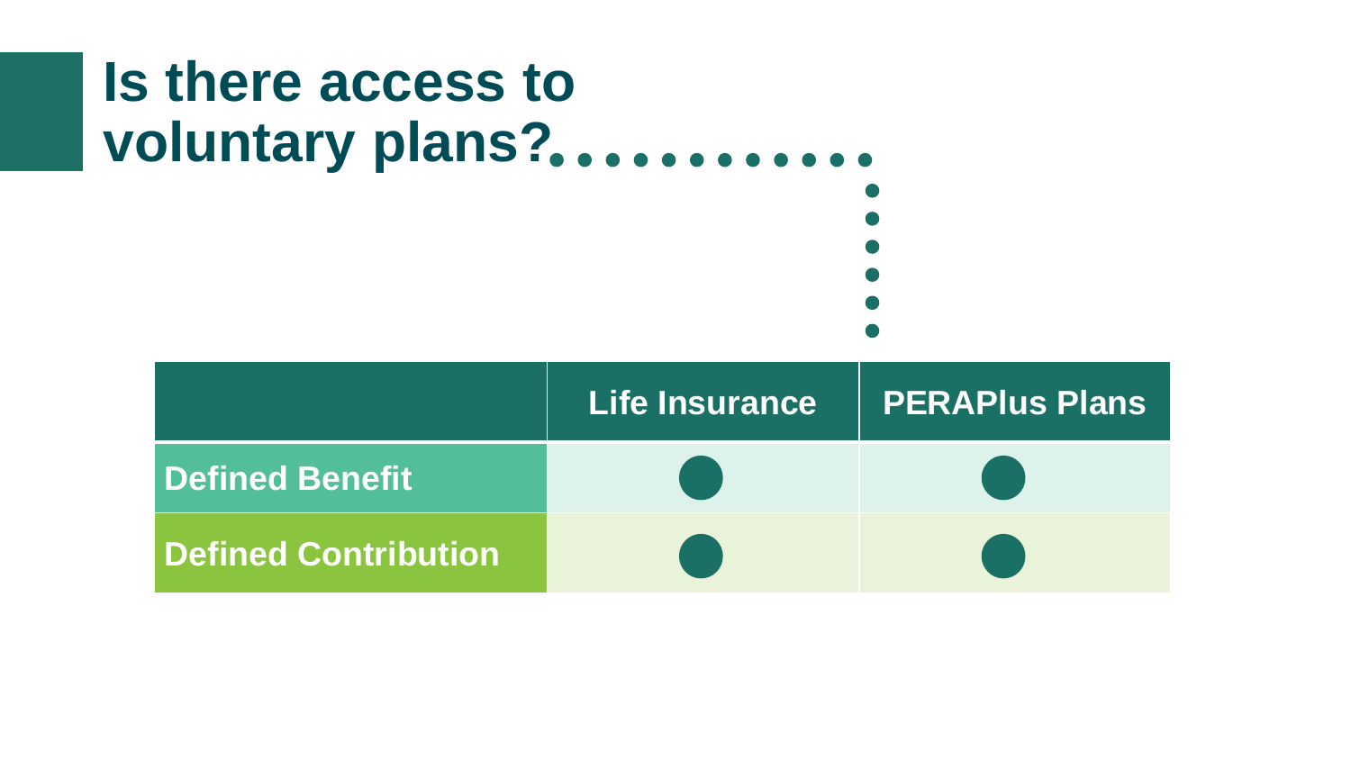# Is there access to voluntary plans?

| | Life Insurance | PERAPlus Plans |
|---|---|---|
| **Defined Benefit** | ● | ● |
| **Defined Contribution** | ● | ● |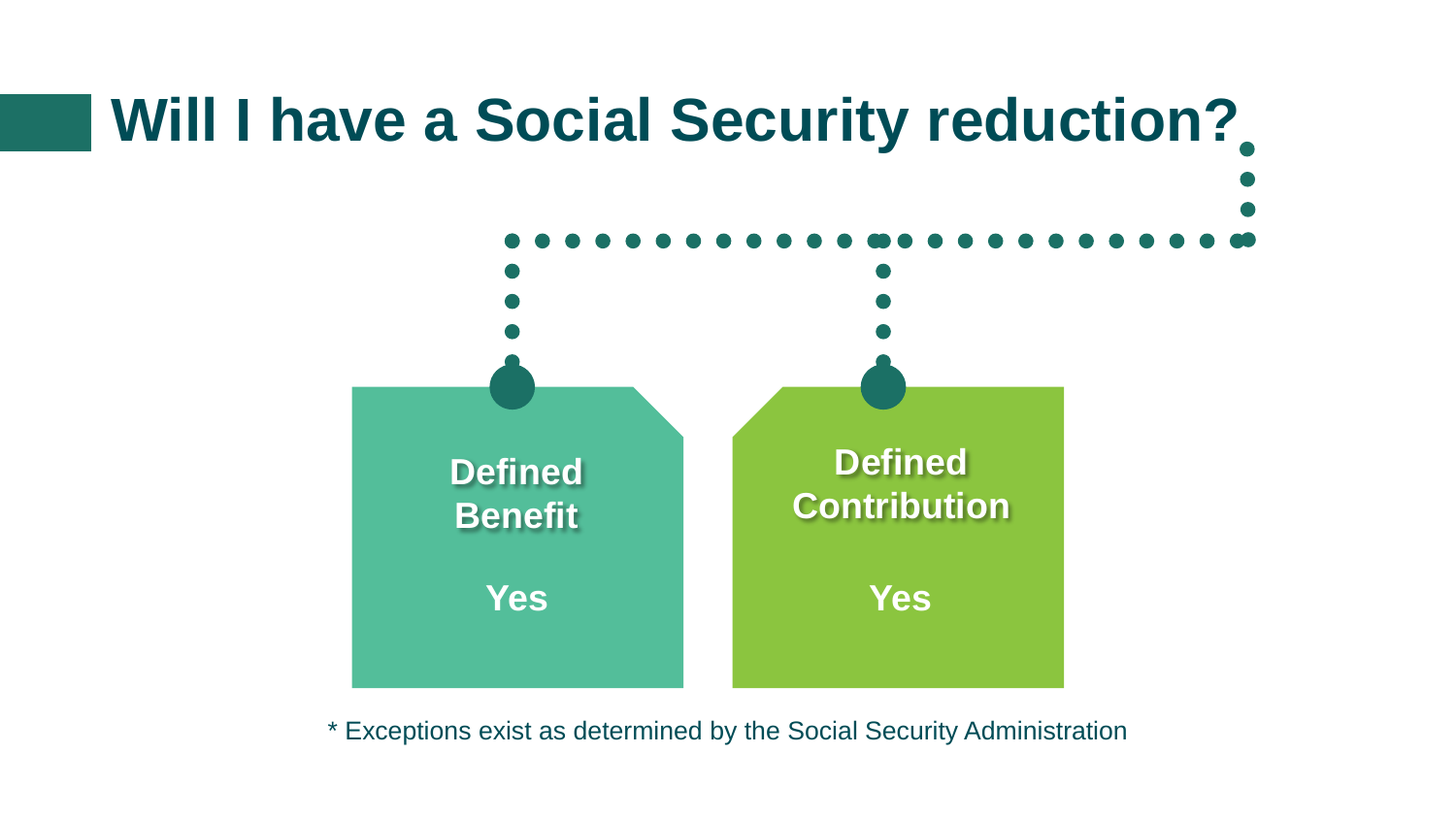# Will I have a Social Security reduction?

**Defined Benefit**

**Yes**

**Defined Contribution**

**Yes**

* Exceptions exist as determined by the Social Security Administration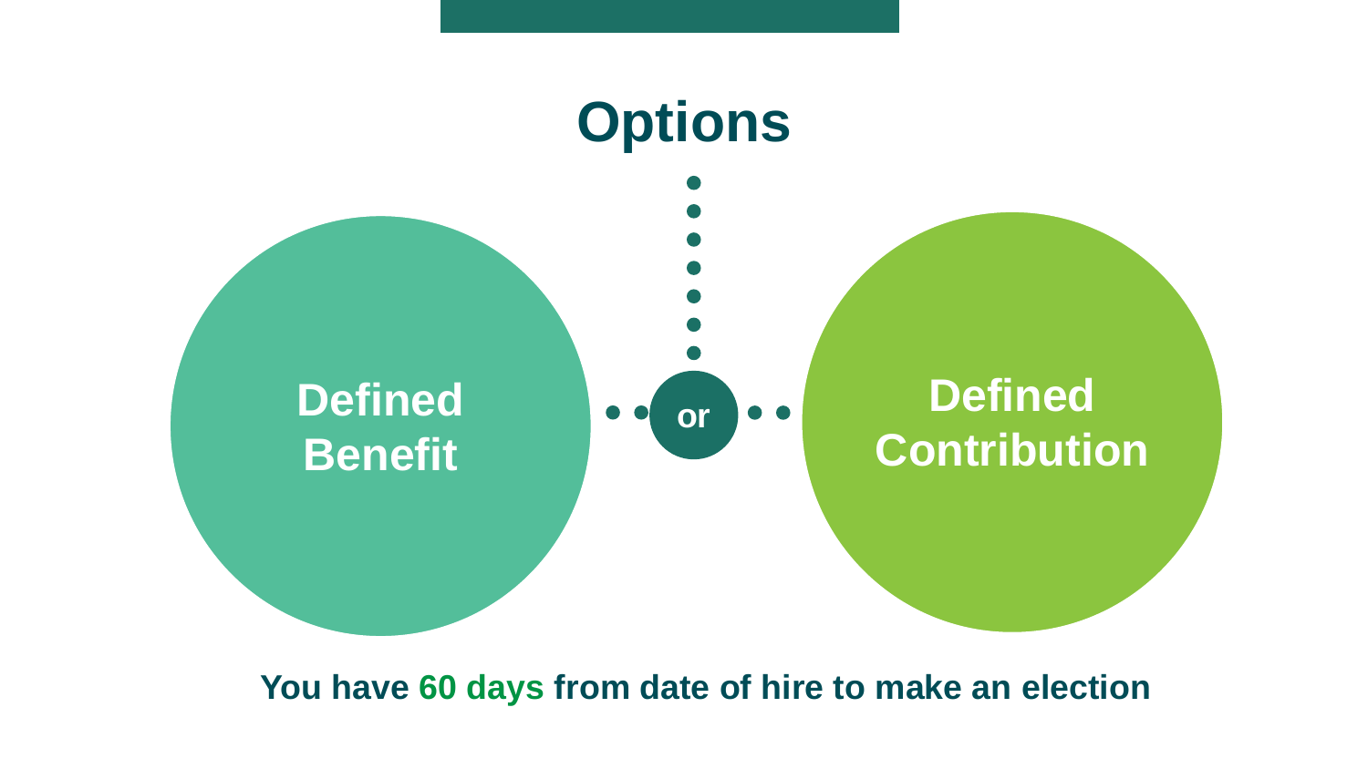# Options

**Defined Benefit**

**or**

**Defined Contribution**

**You have 60 days from date of hire to make an election**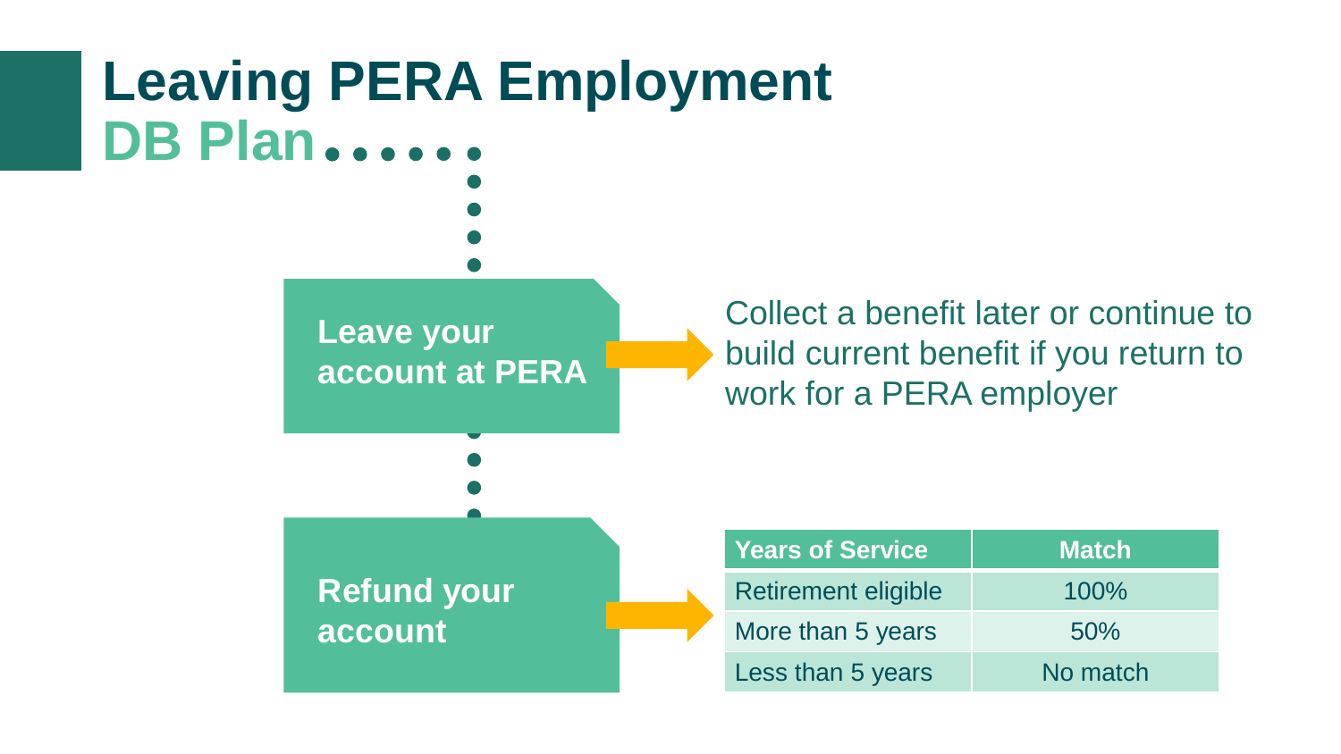# Leaving PERA Employment

## DB Plan

**Leave your account at PERA**

Collect a benefit later or continue to build current benefit if you return to work for a PERA employer

**Refund your account**

| Years of Service | Match |
|---|---|
| Retirement eligible | 100% |
| More than 5 years | 50% |
| Less than 5 years | No match |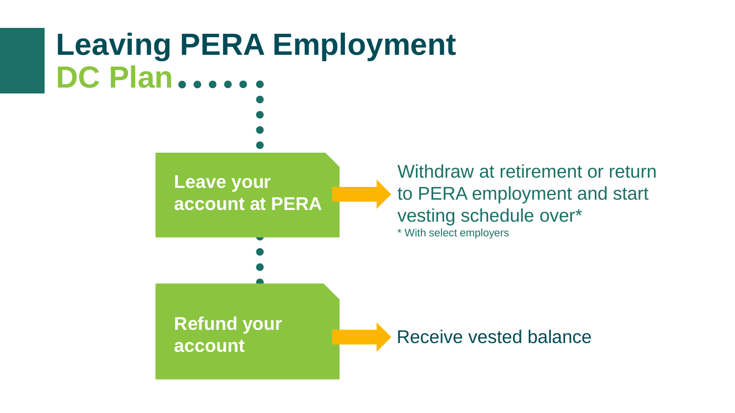# Leaving PERA Employment

## DC Plan

**Leave your account at PERA** → Withdraw at retirement or return to PERA employment and start vesting schedule over*

* With select employers

**Refund your account** → Receive vested balance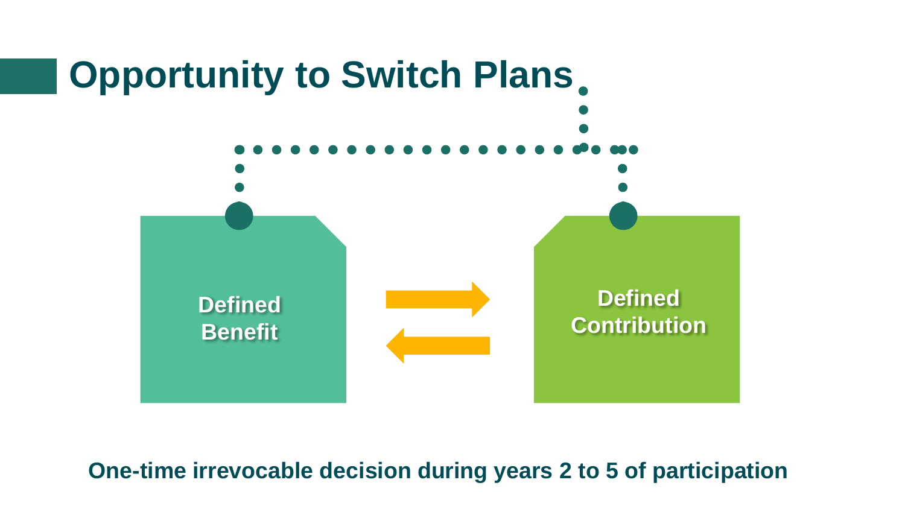# Opportunity to Switch Plans

Defined Benefit

Defined Contribution

**One-time irrevocable decision during years 2 to 5 of participation**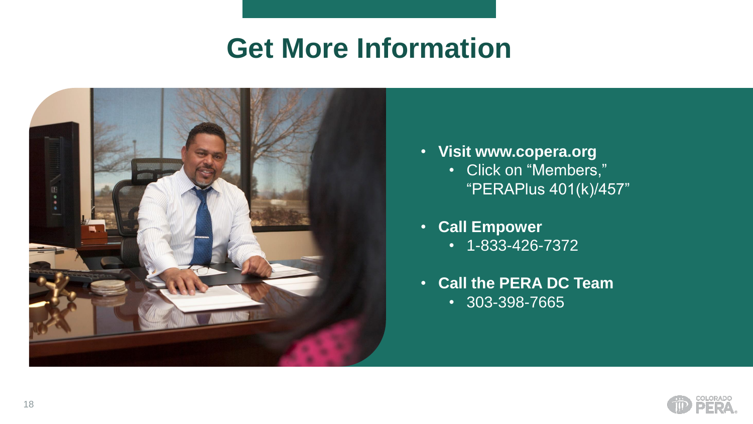# Get More Information

- **Visit www.copera.org**
  - Click on "Members," "PERAPlus 401(k)/457"
- **Call Empower**
  - 1-833-426-7372
- **Call the PERA DC Team**
  - 303-398-7665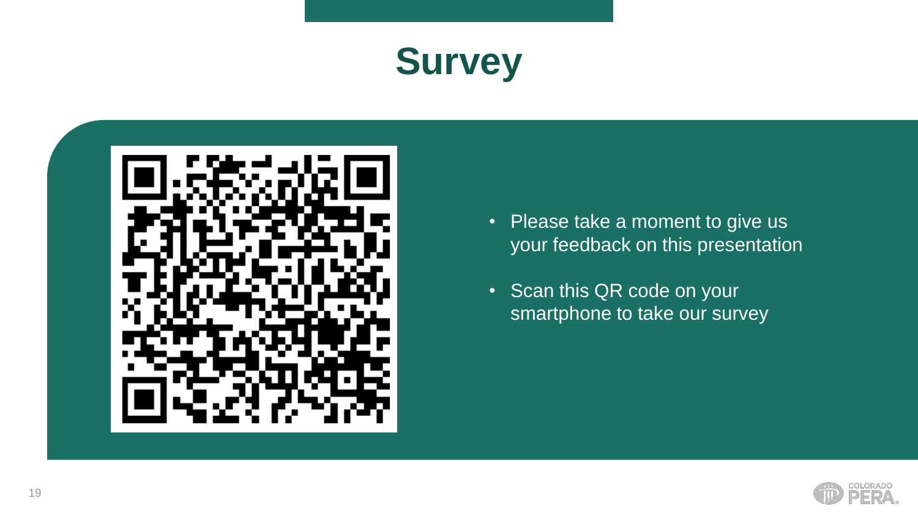# Survey

- Please take a moment to give us your feedback on this presentation
- Scan this QR code on your smartphone to take our survey